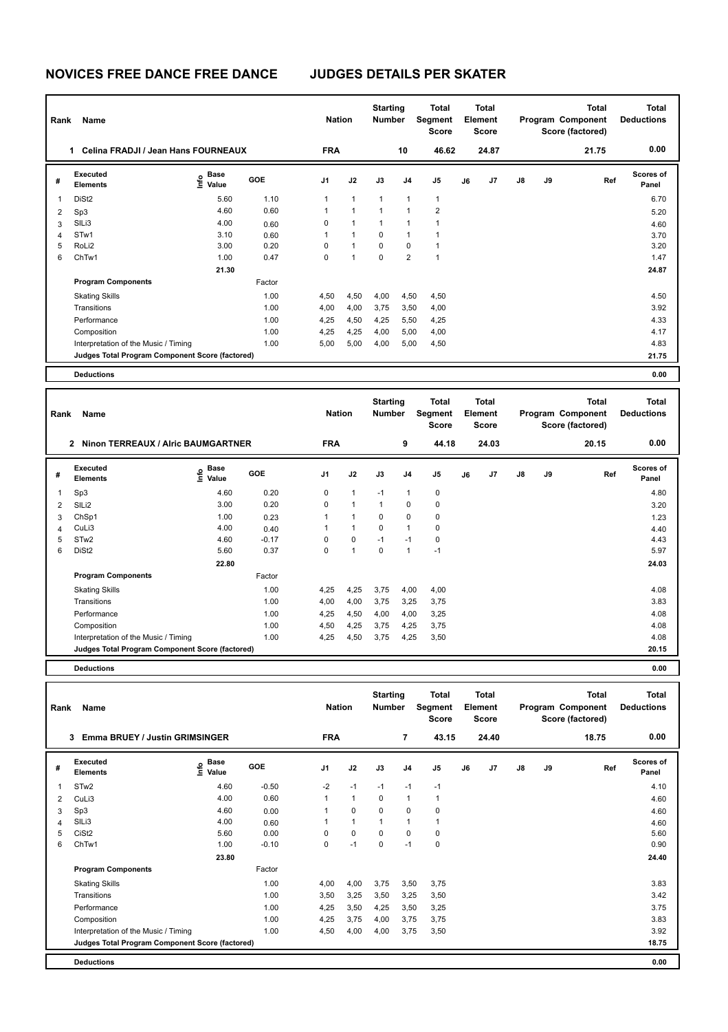# NOVICES FREE DANCE FREE DANCE JUDGES DETAILS PER SKATER

| Rank | Name | Nation | Starting Number | Total Segment Score | Total Element Score | Total Program Component Score (factored) | Total Deductions |
|---|---|---|---|---|---|---|---|
| 1 | Celina FRADJI / Jean Hans FOURNEAUX | FRA | 10 | 46.62 | 24.87 | 21.75 | 0.00 |

| # | Executed Elements | Info | Base Value | GOE | J1 | J2 | J3 | J4 | J5 | J6 | J7 | J8 | J9 | Ref | Scores of Panel |
|---|---|---|---|---|---|---|---|---|---|---|---|---|---|---|---|
| 1 | DiSt2 | | 5.60 | 1.10 | 1 | 1 | 1 | 1 | 1 | | | | | | 6.70 |
| 2 | Sp3 | | 4.60 | 0.60 | 1 | 1 | 1 | 1 | 2 | | | | | | 5.20 |
| 3 | SlLi3 | | 4.00 | 0.60 | 0 | 1 | 1 | 1 | 1 | | | | | | 4.60 |
| 4 | STw1 | | 3.10 | 0.60 | 1 | 1 | 0 | 1 | 1 | | | | | | 3.70 |
| 5 | RoLi2 | | 3.00 | 0.20 | 0 | 1 | 0 | 0 | 1 | | | | | | 3.20 |
| 6 | ChTw1 | | 1.00 | 0.47 | 0 | 1 | 0 | 2 | 1 | | | | | | 1.47 |
| | | | 21.30 | | | | | | | | | | | | 24.87 |
| | **Program Components** | | | Factor | | | | | | | | | | | |
| | Skating Skills | | | 1.00 | 4,50 | 4,50 | 4,00 | 4,50 | 4,50 | | | | | | 4.50 |
| | Transitions | | | 1.00 | 4,00 | 4,00 | 3,75 | 3,50 | 4,00 | | | | | | 3.92 |
| | Performance | | | 1.00 | 4,25 | 4,50 | 4,25 | 5,50 | 4,25 | | | | | | 4.33 |
| | Composition | | | 1.00 | 4,25 | 4,25 | 4,00 | 5,00 | 4,00 | | | | | | 4.17 |
| | Interpretation of the Music / Timing | | | 1.00 | 5,00 | 5,00 | 4,00 | 5,00 | 4,50 | | | | | | 4.83 |
| | **Judges Total Program Component Score (factored)** | | | | | | | | | | | | | | 21.75 |
| | **Deductions** | | | | | | | | | | | | | | 0.00 |

| Rank | Name | Nation | Starting Number | Total Segment Score | Total Element Score | Total Program Component Score (factored) | Total Deductions |
|---|---|---|---|---|---|---|---|
| 2 | Ninon TERREAUX / Alric BAUMGARTNER | FRA | 9 | 44.18 | 24.03 | 20.15 | 0.00 |

| # | Executed Elements | Info | Base Value | GOE | J1 | J2 | J3 | J4 | J5 | J6 | J7 | J8 | J9 | Ref | Scores of Panel |
|---|---|---|---|---|---|---|---|---|---|---|---|---|---|---|---|
| 1 | Sp3 | | 4.60 | 0.20 | 0 | 1 | -1 | 1 | 0 | | | | | | 4.80 |
| 2 | SlLi2 | | 3.00 | 0.20 | 0 | 1 | 1 | 0 | 0 | | | | | | 3.20 |
| 3 | ChSp1 | | 1.00 | 0.23 | 1 | 1 | 0 | 0 | 0 | | | | | | 1.23 |
| 4 | CuLi3 | | 4.00 | 0.40 | 1 | 1 | 0 | 1 | 0 | | | | | | 4.40 |
| 5 | STw2 | | 4.60 | -0.17 | 0 | 0 | -1 | -1 | 0 | | | | | | 4.43 |
| 6 | DiSt2 | | 5.60 | 0.37 | 0 | 1 | 0 | 1 | -1 | | | | | | 5.97 |
| | | | 22.80 | | | | | | | | | | | | 24.03 |
| | **Program Components** | | | Factor | | | | | | | | | | | |
| | Skating Skills | | | 1.00 | 4,25 | 4,25 | 3,75 | 4,00 | 4,00 | | | | | | 4.08 |
| | Transitions | | | 1.00 | 4,00 | 4,00 | 3,75 | 3,25 | 3,75 | | | | | | 3.83 |
| | Performance | | | 1.00 | 4,25 | 4,50 | 4,00 | 4,00 | 3,25 | | | | | | 4.08 |
| | Composition | | | 1.00 | 4,50 | 4,25 | 3,75 | 4,25 | 3,75 | | | | | | 4.08 |
| | Interpretation of the Music / Timing | | | 1.00 | 4,25 | 4,50 | 3,75 | 4,25 | 3,50 | | | | | | 4.08 |
| | **Judges Total Program Component Score (factored)** | | | | | | | | | | | | | | 20.15 |
| | **Deductions** | | | | | | | | | | | | | | 0.00 |

| Rank | Name | Nation | Starting Number | Total Segment Score | Total Element Score | Total Program Component Score (factored) | Total Deductions |
|---|---|---|---|---|---|---|---|
| 3 | Emma BRUEY / Justin GRIMSINGER | FRA | 7 | 43.15 | 24.40 | 18.75 | 0.00 |

| # | Executed Elements | Info | Base Value | GOE | J1 | J2 | J3 | J4 | J5 | J6 | J7 | J8 | J9 | Ref | Scores of Panel |
|---|---|---|---|---|---|---|---|---|---|---|---|---|---|---|---|
| 1 | STw2 | | 4.60 | -0.50 | -2 | -1 | -1 | -1 | -1 | | | | | | 4.10 |
| 2 | CuLi3 | | 4.00 | 0.60 | 1 | 1 | 0 | 1 | 1 | | | | | | 4.60 |
| 3 | Sp3 | | 4.60 | 0.00 | 1 | 0 | 0 | 0 | 0 | | | | | | 4.60 |
| 4 | SlLi3 | | 4.00 | 0.60 | 1 | 1 | 1 | 1 | 1 | | | | | | 4.60 |
| 5 | CiSt2 | | 5.60 | 0.00 | 0 | 0 | 0 | 0 | 0 | | | | | | 5.60 |
| 6 | ChTw1 | | 1.00 | -0.10 | 0 | -1 | 0 | -1 | 0 | | | | | | 0.90 |
| | | | 23.80 | | | | | | | | | | | | 24.40 |
| | **Program Components** | | | Factor | | | | | | | | | | | |
| | Skating Skills | | | 1.00 | 4,00 | 4,00 | 3,75 | 3,50 | 3,75 | | | | | | 3.83 |
| | Transitions | | | 1.00 | 3,50 | 3,25 | 3,50 | 3,25 | 3,50 | | | | | | 3.42 |
| | Performance | | | 1.00 | 4,25 | 3,50 | 4,25 | 3,50 | 3,25 | | | | | | 3.75 |
| | Composition | | | 1.00 | 4,25 | 3,75 | 4,00 | 3,75 | 3,75 | | | | | | 3.83 |
| | Interpretation of the Music / Timing | | | 1.00 | 4,50 | 4,00 | 4,00 | 3,75 | 3,50 | | | | | | 3.92 |
| | **Judges Total Program Component Score (factored)** | | | | | | | | | | | | | | 18.75 |
| | **Deductions** | | | | | | | | | | | | | | 0.00 |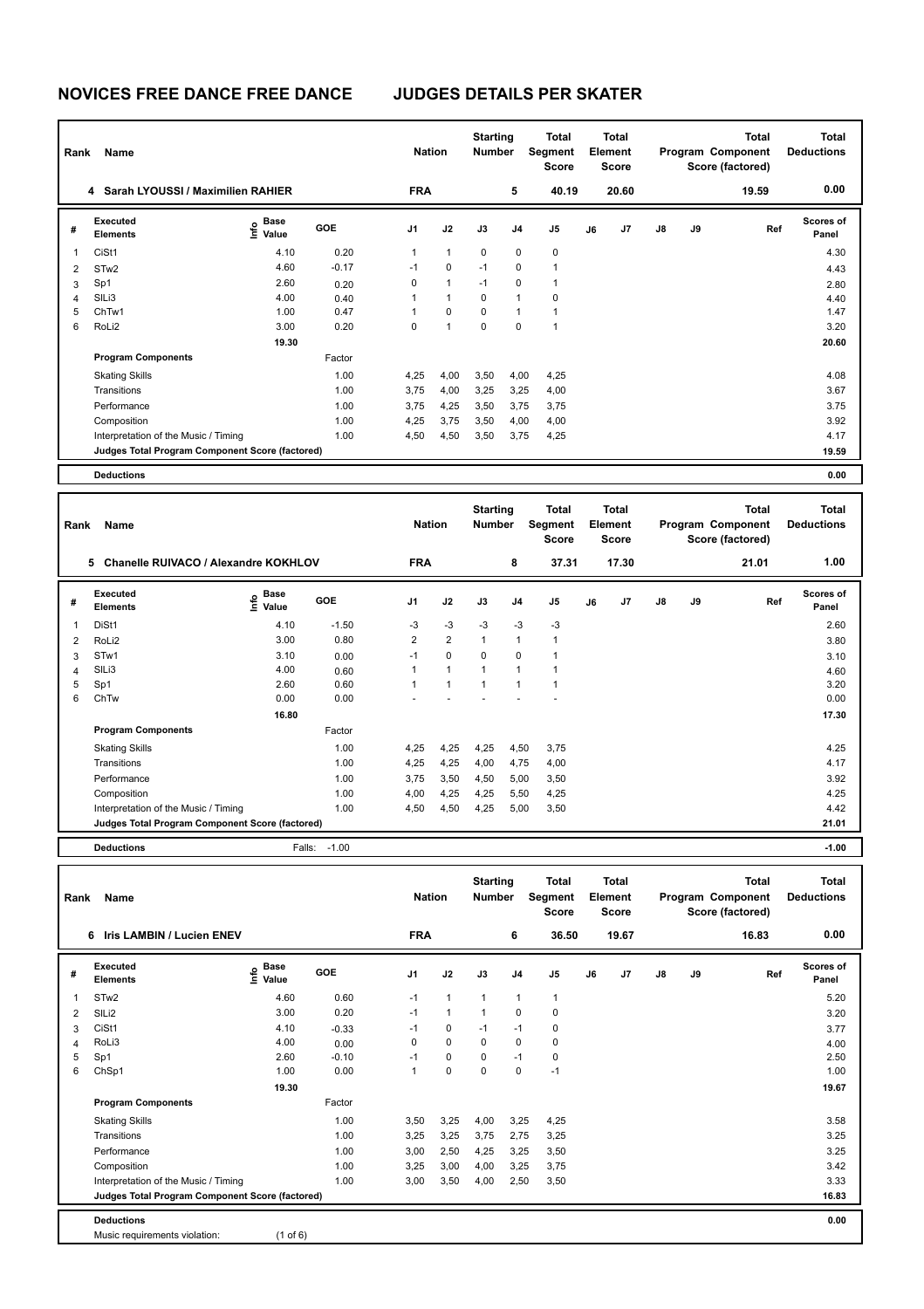# NOVICES FREE DANCE FREE DANCE JUDGES DETAILS PER SKATER

| Rank | Name | Nation | Starting Number | Total Segment Score | Total Element Score | Total Program Component Score (factored) | Total Deductions |
|---|---|---|---|---|---|---|---|
| 4 | Sarah LYOUSSI / Maximilien RAHIER | FRA | 5 | 40.19 | 20.60 | 19.59 | 0.00 |

| # | Executed Elements | Info | Base Value | GOE | J1 | J2 | J3 | J4 | J5 | J6 | J7 | J8 | J9 | Ref | Scores of Panel |
|---|---|---|---|---|---|---|---|---|---|---|---|---|---|---|---|
| 1 | CiSt1 | | 4.10 | 0.20 | 1 | 1 | 0 | 0 | 0 | | | | | | 4.30 |
| 2 | STw2 | | 4.60 | -0.17 | -1 | 0 | -1 | 0 | 1 | | | | | | 4.43 |
| 3 | Sp1 | | 2.60 | 0.20 | 0 | 1 | -1 | 0 | 1 | | | | | | 2.80 |
| 4 | SlLi3 | | 4.00 | 0.40 | 1 | 1 | 0 | 1 | 0 | | | | | | 4.40 |
| 5 | ChTw1 | | 1.00 | 0.47 | 1 | 0 | 0 | 1 | 1 | | | | | | 1.47 |
| 6 | RoLi2 | | 3.00 | 0.20 | 0 | 1 | 0 | 0 | 1 | | | | | | 3.20 |
| | | | 19.30 | | | | | | | | | | | | 20.60 |
| | **Program Components** | | | Factor | | | | | | | | | | | |
| | Skating Skills | | | 1.00 | 4,25 | 4,00 | 3,50 | 4,00 | 4,25 | | | | | | 4.08 |
| | Transitions | | | 1.00 | 3,75 | 4,00 | 3,25 | 3,25 | 4,00 | | | | | | 3.67 |
| | Performance | | | 1.00 | 3,75 | 4,25 | 3,50 | 3,75 | 3,75 | | | | | | 3.75 |
| | Composition | | | 1.00 | 4,25 | 3,75 | 3,50 | 4,00 | 4,00 | | | | | | 3.92 |
| | Interpretation of the Music / Timing | | | 1.00 | 4,50 | 4,50 | 3,50 | 3,75 | 4,25 | | | | | | 4.17 |
| | **Judges Total Program Component Score (factored)** | | | | | | | | | | | | | | 19.59 |
| | **Deductions** | | | | | | | | | | | | | | 0.00 |

| Rank | Name | Nation | Starting Number | Total Segment Score | Total Element Score | Total Program Component Score (factored) | Total Deductions |
|---|---|---|---|---|---|---|---|
| 5 | Chanelle RUIVACO / Alexandre KOKHLOV | FRA | 8 | 37.31 | 17.30 | 21.01 | 1.00 |

| # | Executed Elements | Info | Base Value | GOE | J1 | J2 | J3 | J4 | J5 | J6 | J7 | J8 | J9 | Ref | Scores of Panel |
|---|---|---|---|---|---|---|---|---|---|---|---|---|---|---|---|
| 1 | DiSt1 | | 4.10 | -1.50 | -3 | -3 | -3 | -3 | -3 | | | | | | 2.60 |
| 2 | RoLi2 | | 3.00 | 0.80 | 2 | 2 | 1 | 1 | 1 | | | | | | 3.80 |
| 3 | STw1 | | 3.10 | 0.00 | -1 | 0 | 0 | 0 | 1 | | | | | | 3.10 |
| 4 | SlLi3 | | 4.00 | 0.60 | 1 | 1 | 1 | 1 | 1 | | | | | | 4.60 |
| 5 | Sp1 | | 2.60 | 0.60 | 1 | 1 | 1 | 1 | 1 | | | | | | 3.20 |
| 6 | ChTw | | 0.00 | 0.00 | - | - | - | - | - | | | | | | 0.00 |
| | | | 16.80 | | | | | | | | | | | | 17.30 |
| | **Program Components** | | | Factor | | | | | | | | | | | |
| | Skating Skills | | | 1.00 | 4,25 | 4,25 | 4,25 | 4,50 | 3,75 | | | | | | 4.25 |
| | Transitions | | | 1.00 | 4,25 | 4,25 | 4,00 | 4,75 | 4,00 | | | | | | 4.17 |
| | Performance | | | 1.00 | 3,75 | 3,50 | 4,50 | 5,00 | 3,50 | | | | | | 3.92 |
| | Composition | | | 1.00 | 4,00 | 4,25 | 4,25 | 5,50 | 4,25 | | | | | | 4.25 |
| | Interpretation of the Music / Timing | | | 1.00 | 4,50 | 4,50 | 4,25 | 5,00 | 3,50 | | | | | | 4.42 |
| | **Judges Total Program Component Score (factored)** | | | | | | | | | | | | | | 21.01 |
| | **Deductions** | | Falls: | -1.00 | | | | | | | | | | | -1.00 |

| Rank | Name | Nation | Starting Number | Total Segment Score | Total Element Score | Total Program Component Score (factored) | Total Deductions |
|---|---|---|---|---|---|---|---|
| 6 | Iris LAMBIN / Lucien ENEV | FRA | 6 | 36.50 | 19.67 | 16.83 | 0.00 |

| # | Executed Elements | Info | Base Value | GOE | J1 | J2 | J3 | J4 | J5 | J6 | J7 | J8 | J9 | Ref | Scores of Panel |
|---|---|---|---|---|---|---|---|---|---|---|---|---|---|---|---|
| 1 | STw2 | | 4.60 | 0.60 | -1 | 1 | 1 | 1 | 1 | | | | | | 5.20 |
| 2 | SlLi2 | | 3.00 | 0.20 | -1 | 1 | 1 | 0 | 0 | | | | | | 3.20 |
| 3 | CiSt1 | | 4.10 | -0.33 | -1 | 0 | -1 | -1 | 0 | | | | | | 3.77 |
| 4 | RoLi3 | | 4.00 | 0.00 | 0 | 0 | 0 | 0 | 0 | | | | | | 4.00 |
| 5 | Sp1 | | 2.60 | -0.10 | -1 | 0 | 0 | -1 | 0 | | | | | | 2.50 |
| 6 | ChSp1 | | 1.00 | 0.00 | 1 | 0 | 0 | 0 | -1 | | | | | | 1.00 |
| | | | 19.30 | | | | | | | | | | | | 19.67 |
| | **Program Components** | | | Factor | | | | | | | | | | | |
| | Skating Skills | | | 1.00 | 3,50 | 3,25 | 4,00 | 3,25 | 4,25 | | | | | | 3.58 |
| | Transitions | | | 1.00 | 3,25 | 3,25 | 3,75 | 2,75 | 3,25 | | | | | | 3.25 |
| | Performance | | | 1.00 | 3,00 | 2,50 | 4,25 | 3,25 | 3,50 | | | | | | 3.25 |
| | Composition | | | 1.00 | 3,25 | 3,00 | 4,00 | 3,25 | 3,75 | | | | | | 3.42 |
| | Interpretation of the Music / Timing | | | 1.00 | 3,00 | 3,50 | 4,00 | 2,50 | 3,50 | | | | | | 3.33 |
| | **Judges Total Program Component Score (factored)** | | | | | | | | | | | | | | 16.83 |
| | **Deductions** | | | | | | | | | | | | | | 0.00 |
| | Music requirements violation: | | (1 of 6) | | | | | | | | | | | | |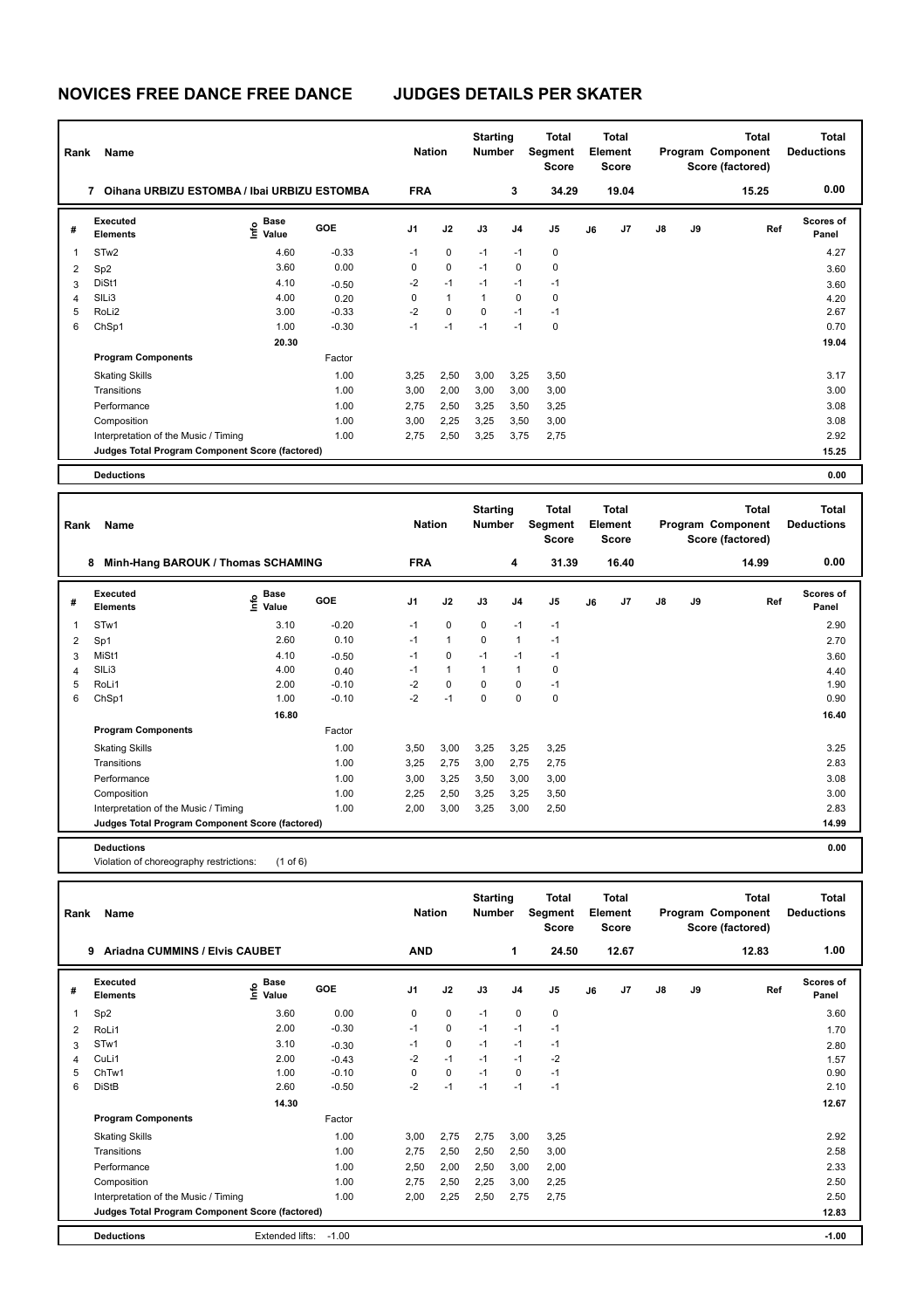# NOVICES FREE DANCE FREE DANCE JUDGES DETAILS PER SKATER

| Rank | Name | Nation | Starting Number | Total Segment Score | Total Element Score | Total Program Component Score (factored) | Total Deductions |
|---|---|---|---|---|---|---|---|
| 7 | Oihana URBIZU ESTOMBA / Ibai URBIZU ESTOMBA | FRA | 3 | 34.29 | 19.04 | 15.25 | 0.00 |

| # | Executed Elements | Info | Base Value | GOE | J1 | J2 | J3 | J4 | J5 | J6 | J7 | J8 | J9 | Ref | Scores of Panel |
|---|---|---|---|---|---|---|---|---|---|---|---|---|---|---|---|
| 1 | STw2 | | 4.60 | -0.33 | -1 | 0 | -1 | -1 | 0 | | | | | | 4.27 |
| 2 | Sp2 | | 3.60 | 0.00 | 0 | 0 | -1 | 0 | 0 | | | | | | 3.60 |
| 3 | DiSt1 | | 4.10 | -0.50 | -2 | -1 | -1 | -1 | -1 | | | | | | 3.60 |
| 4 | SlLi3 | | 4.00 | 0.20 | 0 | 1 | 1 | 0 | 0 | | | | | | 4.20 |
| 5 | RoLi2 | | 3.00 | -0.33 | -2 | 0 | 0 | -1 | -1 | | | | | | 2.67 |
| 6 | ChSp1 | | 1.00 | -0.30 | -1 | -1 | -1 | -1 | 0 | | | | | | 0.70 |
| | | | 20.30 | | | | | | | | | | | | 19.04 |
| | **Program Components** | | | Factor | | | | | | | | | | | |
| | Skating Skills | | | 1.00 | 3,25 | 2,50 | 3,00 | 3,25 | 3,50 | | | | | | 3.17 |
| | Transitions | | | 1.00 | 3,00 | 2,00 | 3,00 | 3,00 | 3,00 | | | | | | 3.00 |
| | Performance | | | 1.00 | 2,75 | 2,50 | 3,25 | 3,50 | 3,25 | | | | | | 3.08 |
| | Composition | | | 1.00 | 3,00 | 2,25 | 3,25 | 3,50 | 3,00 | | | | | | 3.08 |
| | Interpretation of the Music / Timing | | | 1.00 | 2,75 | 2,50 | 3,25 | 3,75 | 2,75 | | | | | | 2.92 |
| | **Judges Total Program Component Score (factored)** | | | | | | | | | | | | | | 15.25 |

**Deductions** 0.00

| Rank | Name | Nation | Starting Number | Total Segment Score | Total Element Score | Total Program Component Score (factored) | Total Deductions |
|---|---|---|---|---|---|---|---|
| 8 | Minh-Hang BAROUK / Thomas SCHAMING | FRA | 4 | 31.39 | 16.40 | 14.99 | 0.00 |

| # | Executed Elements | Info | Base Value | GOE | J1 | J2 | J3 | J4 | J5 | J6 | J7 | J8 | J9 | Ref | Scores of Panel |
|---|---|---|---|---|---|---|---|---|---|---|---|---|---|---|---|
| 1 | STw1 | | 3.10 | -0.20 | -1 | 0 | 0 | -1 | -1 | | | | | | 2.90 |
| 2 | Sp1 | | 2.60 | 0.10 | -1 | 1 | 0 | 1 | -1 | | | | | | 2.70 |
| 3 | MiSt1 | | 4.10 | -0.50 | -1 | 0 | -1 | -1 | -1 | | | | | | 3.60 |
| 4 | SlLi3 | | 4.00 | 0.40 | -1 | 1 | 1 | 1 | 0 | | | | | | 4.40 |
| 5 | RoLi1 | | 2.00 | -0.10 | -2 | 0 | 0 | 0 | -1 | | | | | | 1.90 |
| 6 | ChSp1 | | 1.00 | -0.10 | -2 | -1 | 0 | 0 | 0 | | | | | | 0.90 |
| | | | 16.80 | | | | | | | | | | | | 16.40 |
| | **Program Components** | | | Factor | | | | | | | | | | | |
| | Skating Skills | | | 1.00 | 3,50 | 3,00 | 3,25 | 3,25 | 3,25 | | | | | | 3.25 |
| | Transitions | | | 1.00 | 3,25 | 2,75 | 3,00 | 2,75 | 2,75 | | | | | | 2.83 |
| | Performance | | | 1.00 | 3,00 | 3,25 | 3,50 | 3,00 | 3,00 | | | | | | 3.08 |
| | Composition | | | 1.00 | 2,25 | 2,50 | 3,25 | 3,25 | 3,50 | | | | | | 3.00 |
| | Interpretation of the Music / Timing | | | 1.00 | 2,00 | 3,00 | 3,25 | 3,00 | 2,50 | | | | | | 2.83 |
| | **Judges Total Program Component Score (factored)** | | | | | | | | | | | | | | 14.99 |

**Deductions** 0.00

Violation of choreography restrictions: (1 of 6)

| Rank | Name | Nation | Starting Number | Total Segment Score | Total Element Score | Total Program Component Score (factored) | Total Deductions |
|---|---|---|---|---|---|---|---|
| 9 | Ariadna CUMMINS / Elvis CAUBET | AND | 1 | 24.50 | 12.67 | 12.83 | 1.00 |

| # | Executed Elements | Info | Base Value | GOE | J1 | J2 | J3 | J4 | J5 | J6 | J7 | J8 | J9 | Ref | Scores of Panel |
|---|---|---|---|---|---|---|---|---|---|---|---|---|---|---|---|
| 1 | Sp2 | | 3.60 | 0.00 | 0 | 0 | -1 | 0 | 0 | | | | | | 3.60 |
| 2 | RoLi1 | | 2.00 | -0.30 | -1 | 0 | -1 | -1 | -1 | | | | | | 1.70 |
| 3 | STw1 | | 3.10 | -0.30 | -1 | 0 | -1 | -1 | -1 | | | | | | 2.80 |
| 4 | CuLi1 | | 2.00 | -0.43 | -2 | -1 | -1 | -1 | -2 | | | | | | 1.57 |
| 5 | ChTw1 | | 1.00 | -0.10 | 0 | 0 | -1 | 0 | -1 | | | | | | 0.90 |
| 6 | DiStB | | 2.60 | -0.50 | -2 | -1 | -1 | -1 | -1 | | | | | | 2.10 |
| | | | 14.30 | | | | | | | | | | | | 12.67 |
| | **Program Components** | | | Factor | | | | | | | | | | | |
| | Skating Skills | | | 1.00 | 3,00 | 2,75 | 2,75 | 3,00 | 3,25 | | | | | | 2.92 |
| | Transitions | | | 1.00 | 2,75 | 2,50 | 2,50 | 2,50 | 3,00 | | | | | | 2.58 |
| | Performance | | | 1.00 | 2,50 | 2,00 | 2,50 | 3,00 | 2,00 | | | | | | 2.33 |
| | Composition | | | 1.00 | 2,75 | 2,50 | 2,25 | 3,00 | 2,25 | | | | | | 2.50 |
| | Interpretation of the Music / Timing | | | 1.00 | 2,00 | 2,25 | 2,50 | 2,75 | 2,75 | | | | | | 2.50 |
| | **Judges Total Program Component Score (factored)** | | | | | | | | | | | | | | 12.83 |

**Deductions** Extended lifts: -1.00 **-1.00**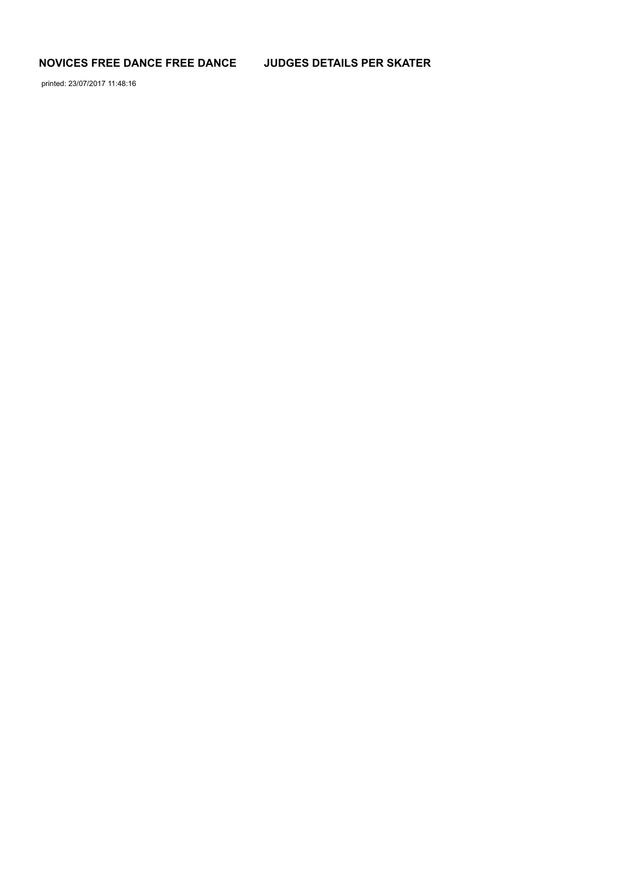**NOVICES FREE DANCE FREE DANCE JUDGES DETAILS PER SKATER**

printed: 23/07/2017 11:48:16